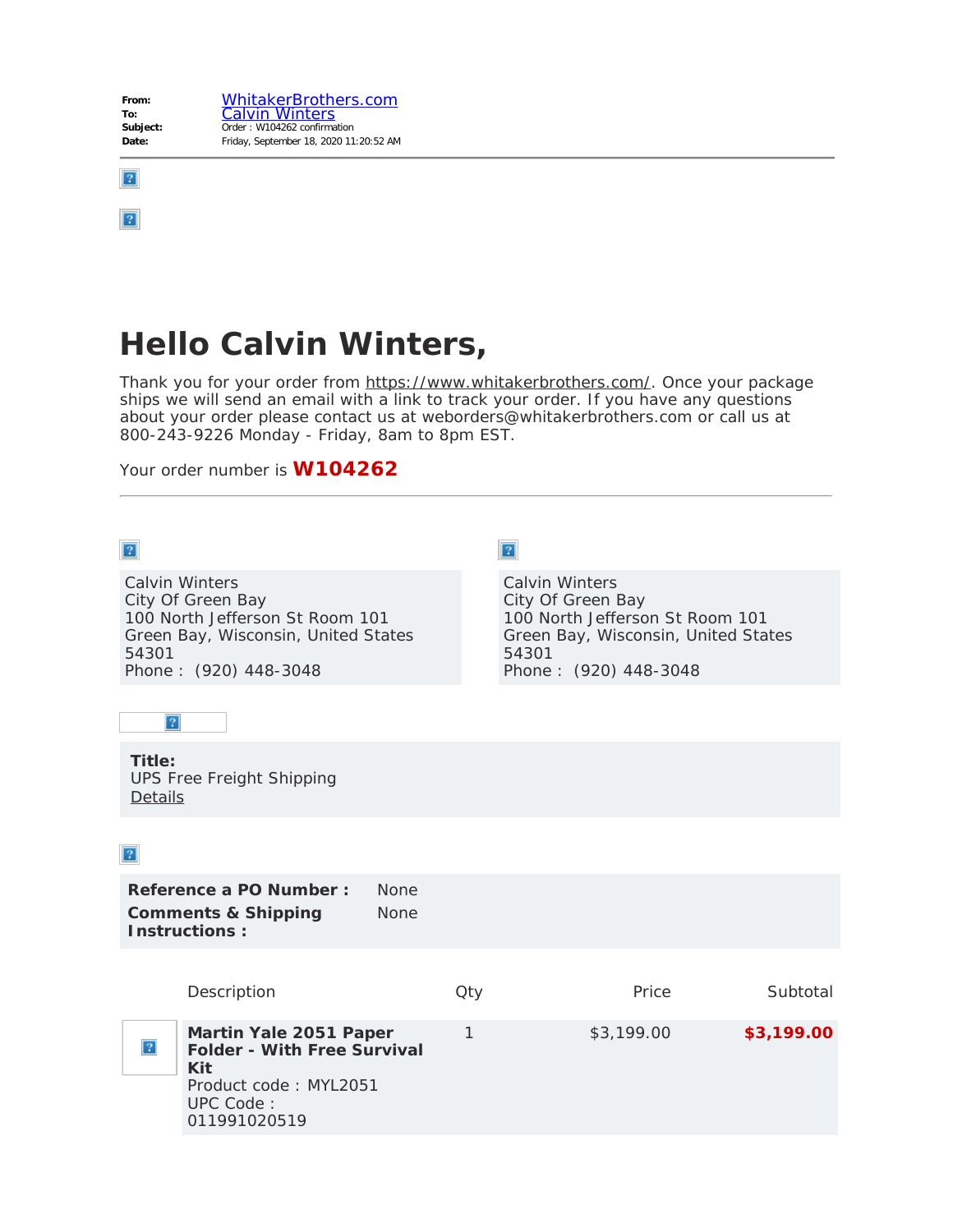**From:** WhitakerBrothers.com
**To:** Calvin Winters
**Subject:** Order : W104262 confirmation
**Date:** Friday, September 18, 2020 11:20:52 AM

---

# Hello Calvin Winters,

Thank you for your order from https://www.whitakerbrothers.com/. Once your package ships we will send an email with a link to track your order. If you have any questions about your order please contact us at weborders@whitakerbrothers.com or call us at 800-243-9226 Monday - Friday, 8am to 8pm EST.

Your order number is **W104262**

---

Calvin Winters
City Of Green Bay
100 North Jefferson St Room 101
Green Bay, Wisconsin, United States
54301
Phone : (920) 448-3048

Calvin Winters
City Of Green Bay
100 North Jefferson St Room 101
Green Bay, Wisconsin, United States
54301
Phone : (920) 448-3048

**Title:**
UPS Free Freight Shipping
Details

**Reference a PO Number :** None
**Comments & Shipping Instructions :** None

| Description | Qty | Price | Subtotal |
| --- | --- | --- | --- |
| **Martin Yale 2051 Paper Folder - With Free Survival Kit** Product code : MYL2051 UPC Code : 011991020519 | 1 | $3,199.00 | **$3,199.00** |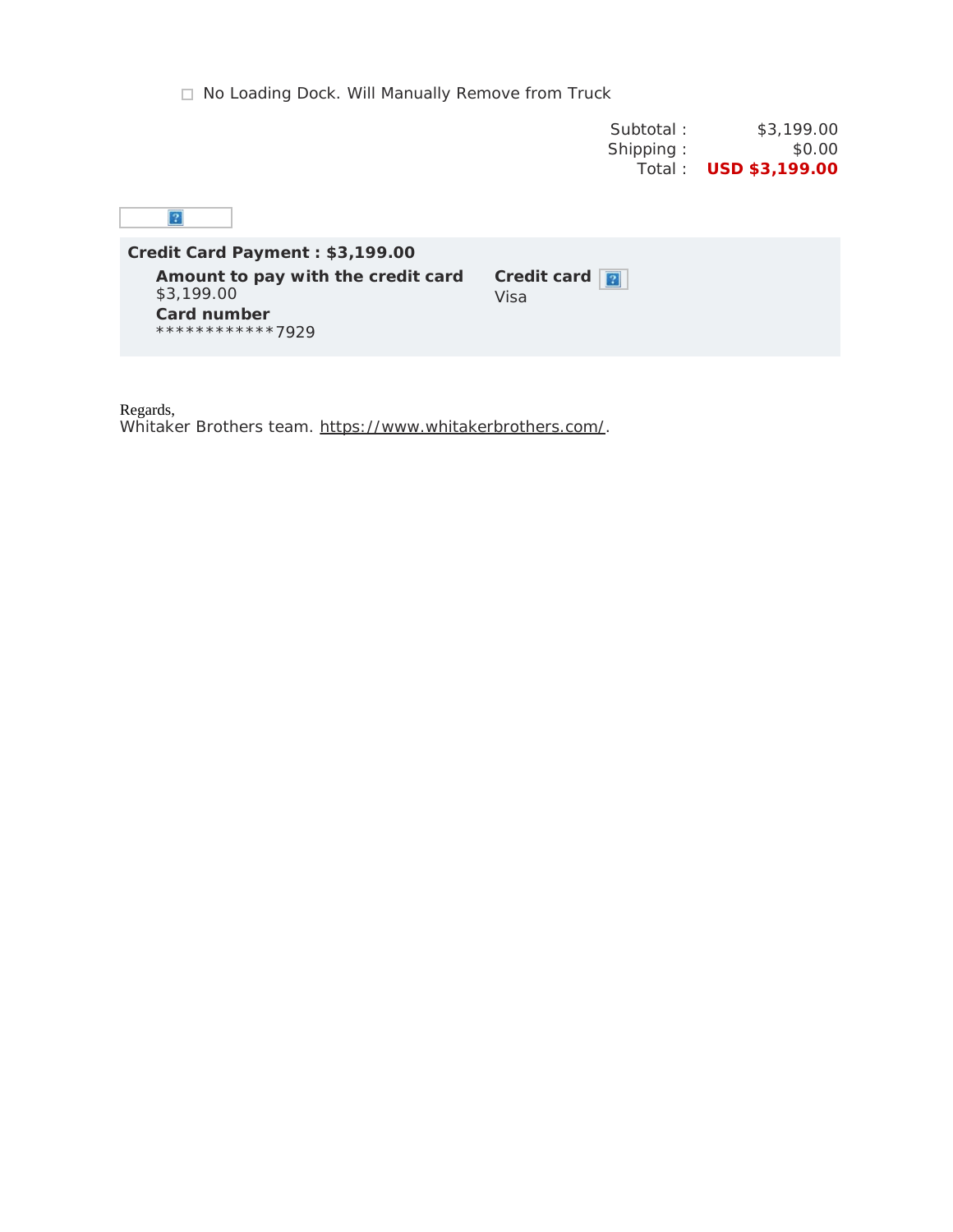☐ No Loading Dock. Will Manually Remove from Truck

| | |
|---|---|
| Subtotal : | $3,199.00 |
| Shipping : | $0.00 |
| Total : | **USD $3,199.00** |

**Credit Card Payment : $3,199.00**

**Amount to pay with the credit card**
$3,199.00

**Card number**
************7929

**Credit card**
Visa

Regards,
Whitaker Brothers team. https://www.whitakerbrothers.com/.